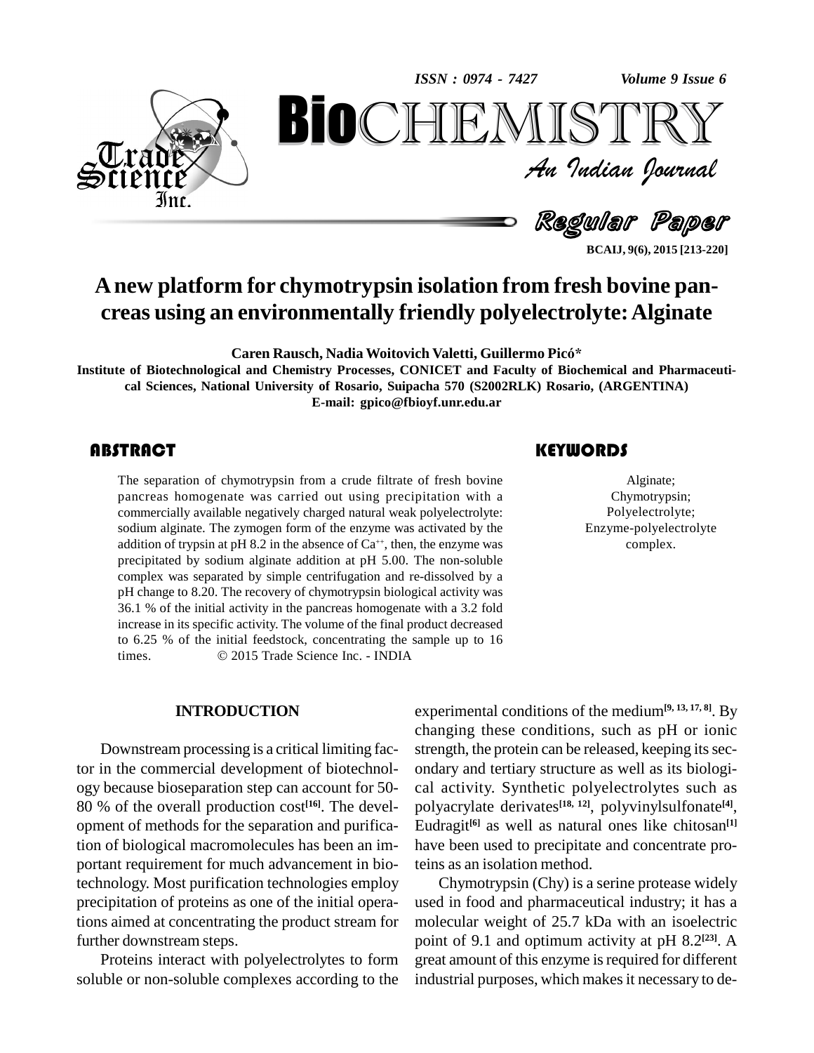# A new platform for chymotrypsin isolation from fresh bovine pancreas using an environmentally friendly polyelectrolyte: Alginate

**Caren Rausch, Nadia Woitovich Valetti, Guillermo Picó***

**Institute of Biotechnological and Chemistry Processes, CONICET and Faculty of Biochemical and Pharmaceutical Sciences, National University of Rosario, Suipacha 570 (S2002RLK) Rosario, (ARGENTINA)**

**E-mail: gpico@fbioyf.unr.edu.ar**

## ABSTRACT

The separation of chymotrypsin from a crude filtrate of fresh bovine pancreas homogenate was carried out using precipitation with a commercially available negatively charged natural weak polyelectrolyte: sodium alginate. The zymogen form of the enzyme was activated by the addition of trypsin at pH 8.2 in the absence of $Ca^{++}$, then, the enzyme was precipitated by sodium alginate addition at pH 5.00. The non-soluble complex was separated by simple centrifugation and re-dissolved by a pH change to 8.20. The recovery of chymotrypsin biological activity was 36.1 % of the initial activity in the pancreas homogenate with a 3.2 fold increase in its specific activity. The volume of the final product decreased to 6.25 % of the initial feedstock, concentrating the sample up to 16 times. © 2015 Trade Science Inc. - INDIA

## KEYWORDS

Alginate;
Chymotrypsin;
Polyelectrolyte;
Enzyme-polyelectrolyte complex.

## INTRODUCTION

Downstream processing is a critical limiting factor in the commercial development of biotechnology because bioseparation step can account for 50-80 % of the overall production cost[16]. The development of methods for the separation and purification of biological macromolecules has been an important requirement for much advancement in biotechnology. Most purification technologies employ precipitation of proteins as one of the initial operations aimed at concentrating the product stream for further downstream steps.

Proteins interact with polyelectrolytes to form soluble or non-soluble complexes according to the experimental conditions of the medium[9, 13, 17, 8]. By changing these conditions, such as pH or ionic strength, the protein can be released, keeping its secondary and tertiary structure as well as its biological activity. Synthetic polyelectrolytes such as polyacrylate derivates[18, 12], polyvinylsulfonate[4], Eudragit[6] as well as natural ones like chitosan[1] have been used to precipitate and concentrate proteins as an isolation method.

Chymotrypsin (Chy) is a serine protease widely used in food and pharmaceutical industry; it has a molecular weight of 25.7 kDa with an isoelectric point of 9.1 and optimum activity at pH 8.2[23]. A great amount of this enzyme is required for different industrial purposes, which makes it necessary to de-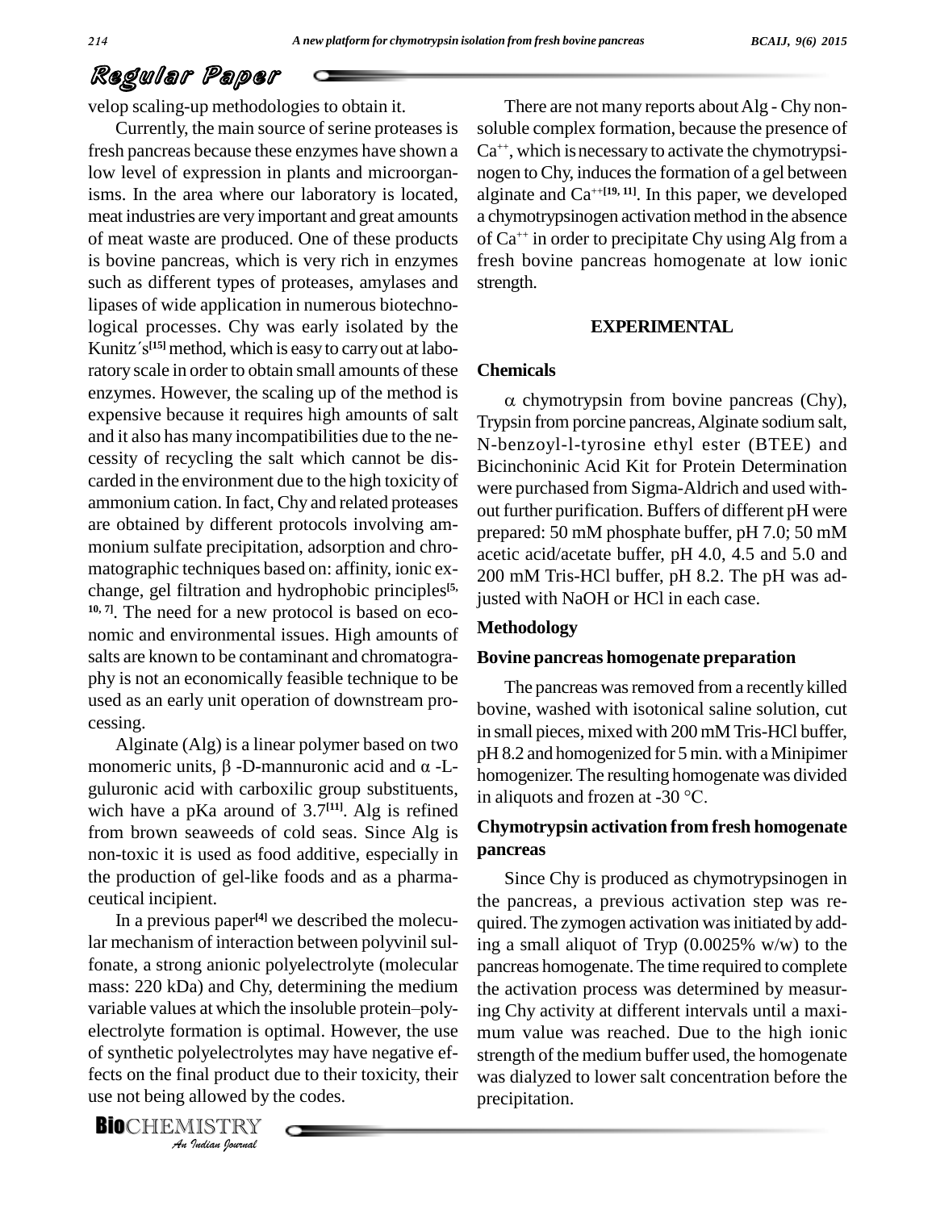velop scaling-up methodologies to obtain it.

Currently, the main source of serine proteases is fresh pancreas because these enzymes have shown a low level of expression in plants and microorganisms. In the area where our laboratory is located, meat industries are very important and great amounts of meat waste are produced. One of these products is bovine pancreas, which is very rich in enzymes such as different types of proteases, amylases and lipases of wide application in numerous biotechnological processes. Chy was early isolated by the Kunitz´s[15] method, which is easy to carry out at laboratory scale in order to obtain small amounts of these enzymes. However, the scaling up of the method is expensive because it requires high amounts of salt and it also has many incompatibilities due to the necessity of recycling the salt which cannot be discarded in the environment due to the high toxicity of ammonium cation. In fact, Chy and related proteases are obtained by different protocols involving ammonium sulfate precipitation, adsorption and chromatographic techniques based on: affinity, ionic exchange, gel filtration and hydrophobic principles[5, 10, 7]. The need for a new protocol is based on economic and environmental issues. High amounts of salts are known to be contaminant and chromatography is not an economically feasible technique to be used as an early unit operation of downstream processing.

Alginate (Alg) is a linear polymer based on two monomeric units, β -D-mannuronic acid and α -L-guluronic acid with carboxilic group substituents, wich have a pKa around of 3.7[11]. Alg is refined from brown seaweeds of cold seas. Since Alg is non-toxic it is used as food additive, especially in the production of gel-like foods and as a pharmaceutical incipient.

In a previous paper[4] we described the molecular mechanism of interaction between polyvinil sulfonate, a strong anionic polyelectrolyte (molecular mass: 220 kDa) and Chy, determining the medium variable values at which the insoluble protein–polyelectrolyte formation is optimal. However, the use of synthetic polyelectrolytes may have negative effects on the final product due to their toxicity, their use not being allowed by the codes.

There are not many reports about Alg - Chy non-soluble complex formation, because the presence of $Ca^{++}$, which is necessary to activate the chymotrypsinogen to Chy, induces the formation of a gel between alginate and $Ca^{++}$[19, 11]. In this paper, we developed a chymotrypsinogen activation method in the absence of $Ca^{++}$ in order to precipitate Chy using Alg from a fresh bovine pancreas homogenate at low ionic strength.

## EXPERIMENTAL

### Chemicals

α chymotrypsin from bovine pancreas (Chy), Trypsin from porcine pancreas, Alginate sodium salt, N-benzoyl-l-tyrosine ethyl ester (BTEE) and Bicinchoninic Acid Kit for Protein Determination were purchased from Sigma-Aldrich and used without further purification. Buffers of different pH were prepared: 50 mM phosphate buffer, pH 7.0; 50 mM acetic acid/acetate buffer, pH 4.0, 4.5 and 5.0 and 200 mM Tris-HCl buffer, pH 8.2. The pH was adjusted with NaOH or HCl in each case.

### Methodology

#### Bovine pancreas homogenate preparation

The pancreas was removed from a recently killed bovine, washed with isotonical saline solution, cut in small pieces, mixed with 200 mM Tris-HCl buffer, pH 8.2 and homogenized for 5 min. with a Minipimer homogenizer. The resulting homogenate was divided in aliquots and frozen at -30 °C.

#### Chymotrypsin activation from fresh homogenate pancreas

Since Chy is produced as chymotrypsinogen in the pancreas, a previous activation step was required. The zymogen activation was initiated by adding a small aliquot of Tryp (0.0025% w/w) to the pancreas homogenate. The time required to complete the activation process was determined by measuring Chy activity at different intervals until a maximum value was reached. Due to the high ionic strength of the medium buffer used, the homogenate was dialyzed to lower salt concentration before the precipitation.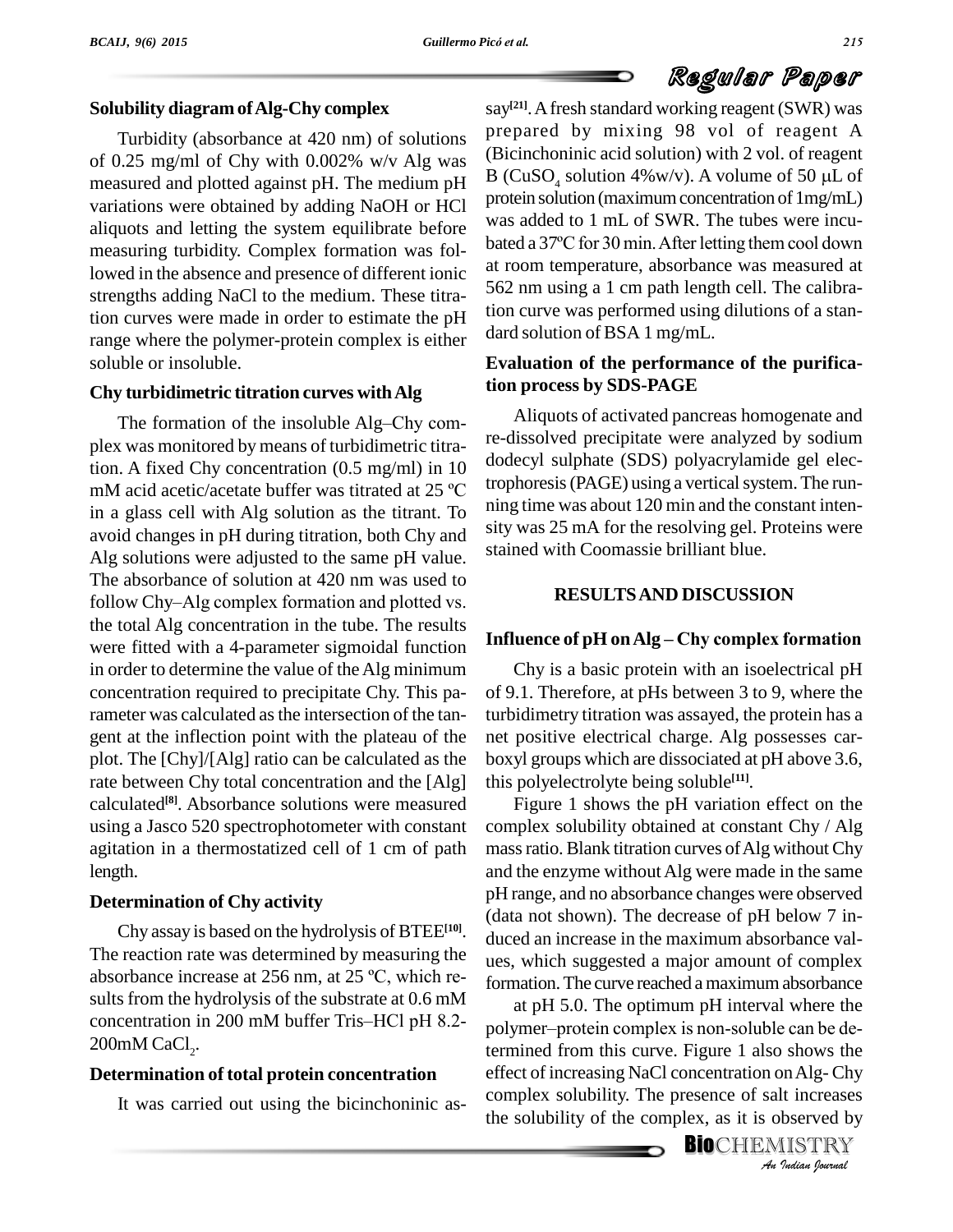### Solubility diagram of Alg-Chy complex

Turbidity (absorbance at 420 nm) of solutions of 0.25 mg/ml of Chy with 0.002% w/v Alg was measured and plotted against pH. The medium pH variations were obtained by adding NaOH or HCl aliquots and letting the system equilibrate before measuring turbidity. Complex formation was followed in the absence and presence of different ionic strengths adding NaCl to the medium. These titration curves were made in order to estimate the pH range where the polymer-protein complex is either soluble or insoluble.

### Chy turbidimetric titration curves with Alg

The formation of the insoluble Alg–Chy complex was monitored by means of turbidimetric titration. A fixed Chy concentration (0.5 mg/ml) in 10 mM acid acetic/acetate buffer was titrated at 25 ºC in a glass cell with Alg solution as the titrant. To avoid changes in pH during titration, both Chy and Alg solutions were adjusted to the same pH value. The absorbance of solution at 420 nm was used to follow Chy–Alg complex formation and plotted vs. the total Alg concentration in the tube. The results were fitted with a 4-parameter sigmoidal function in order to determine the value of the Alg minimum concentration required to precipitate Chy. This parameter was calculated as the intersection of the tangent at the inflection point with the plateau of the plot. The [Chy]/[Alg] ratio can be calculated as the rate between Chy total concentration and the [Alg] calculated[8]. Absorbance solutions were measured using a Jasco 520 spectrophotometer with constant agitation in a thermostatized cell of 1 cm of path length.

### Determination of Chy activity

Chy assay is based on the hydrolysis of BTEE[10]. The reaction rate was determined by measuring the absorbance increase at 256 nm, at 25 ºC, which results from the hydrolysis of the substrate at 0.6 mM concentration in 200 mM buffer Tris–HCl pH 8.2-200mM $CaCl_2$.

### Determination of total protein concentration

It was carried out using the bicinchoninic assay[21]. A fresh standard working reagent (SWR) was prepared by mixing 98 vol of reagent A (Bicinchoninic acid solution) with 2 vol. of reagent B ($CuSO_4$ solution 4%w/v). A volume of 50 μL of protein solution (maximum concentration of 1mg/mL) was added to 1 mL of SWR. The tubes were incubated a 37ºC for 30 min. After letting them cool down at room temperature, absorbance was measured at 562 nm using a 1 cm path length cell. The calibration curve was performed using dilutions of a standard solution of BSA 1 mg/mL.

### Evaluation of the performance of the purification process by SDS-PAGE

Aliquots of activated pancreas homogenate and re-dissolved precipitate were analyzed by sodium dodecyl sulphate (SDS) polyacrylamide gel electrophoresis (PAGE) using a vertical system. The running time was about 120 min and the constant intensity was 25 mA for the resolving gel. Proteins were stained with Coomassie brilliant blue.

## RESULTS AND DISCUSSION

### Influence of pH on Alg – Chy complex formation

Chy is a basic protein with an isoelectrical pH of 9.1. Therefore, at pHs between 3 to 9, where the turbidimetry titration was assayed, the protein has a net positive electrical charge. Alg possesses carboxyl groups which are dissociated at pH above 3.6, this polyelectrolyte being soluble[11].

Figure 1 shows the pH variation effect on the complex solubility obtained at constant Chy / Alg mass ratio. Blank titration curves of Alg without Chy and the enzyme without Alg were made in the same pH range, and no absorbance changes were observed (data not shown). The decrease of pH below 7 induced an increase in the maximum absorbance values, which suggested a major amount of complex formation. The curve reached a maximum absorbance at pH 5.0. The optimum pH interval where the polymer–protein complex is non-soluble can be determined from this curve. Figure 1 also shows the effect of increasing NaCl concentration on Alg- Chy complex solubility. The presence of salt increases the solubility of the complex, as it is observed by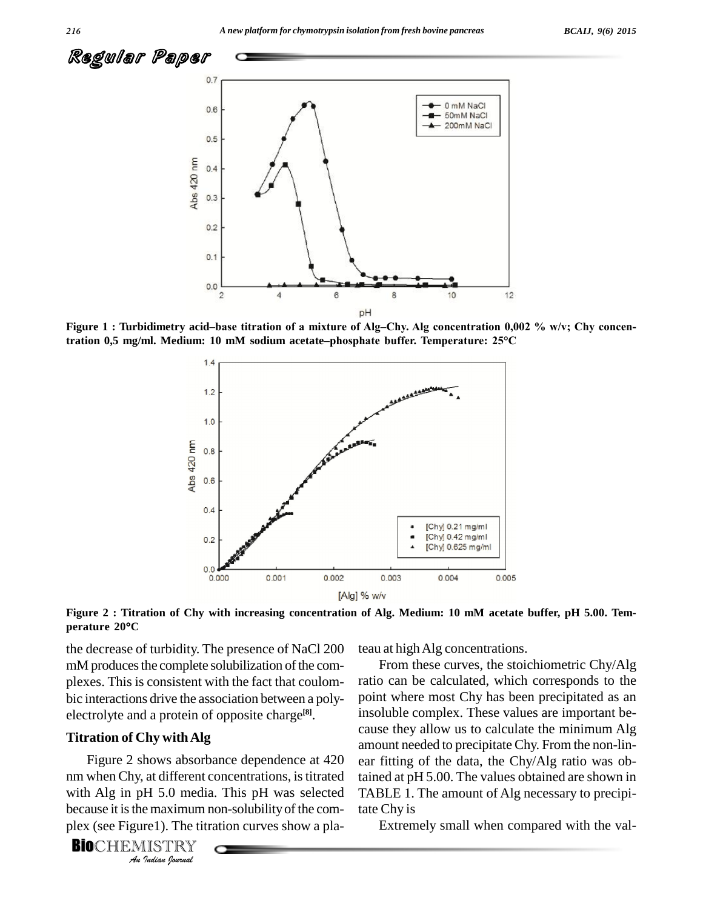Figure 1 : Turbidimetry acid–base titration of a mixture of Alg–Chy. Alg concentration 0,002 % w/v; Chy concentration 0,5 mg/ml. Medium: 10 mM sodium acetate–phosphate buffer. Temperature: 25°C

Figure 2 : Titration of Chy with increasing concentration of Alg. Medium: 10 mM acetate buffer, pH 5.00. Temperature 20°C

the decrease of turbidity. The presence of NaCl 200 mM produces the complete solubilization of the complexes. This is consistent with the fact that coulombic interactions drive the association between a polyelectrolyte and a protein of opposite charge[8].

## Titration of Chy with Alg

Figure 2 shows absorbance dependence at 420 nm when Chy, at different concentrations, is titrated with Alg in pH 5.0 media. This pH was selected because it is the maximum non-solubility of the complex (see Figure1). The titration curves show a plateau at high Alg concentrations.

From these curves, the stoichiometric Chy/Alg ratio can be calculated, which corresponds to the point where most Chy has been precipitated as an insoluble complex. These values are important because they allow us to calculate the minimum Alg amount needed to precipitate Chy. From the non-linear fitting of the data, the Chy/Alg ratio was obtained at pH 5.00. The values obtained are shown in TABLE 1. The amount of Alg necessary to precipitate Chy is

Extremely small when compared with the val-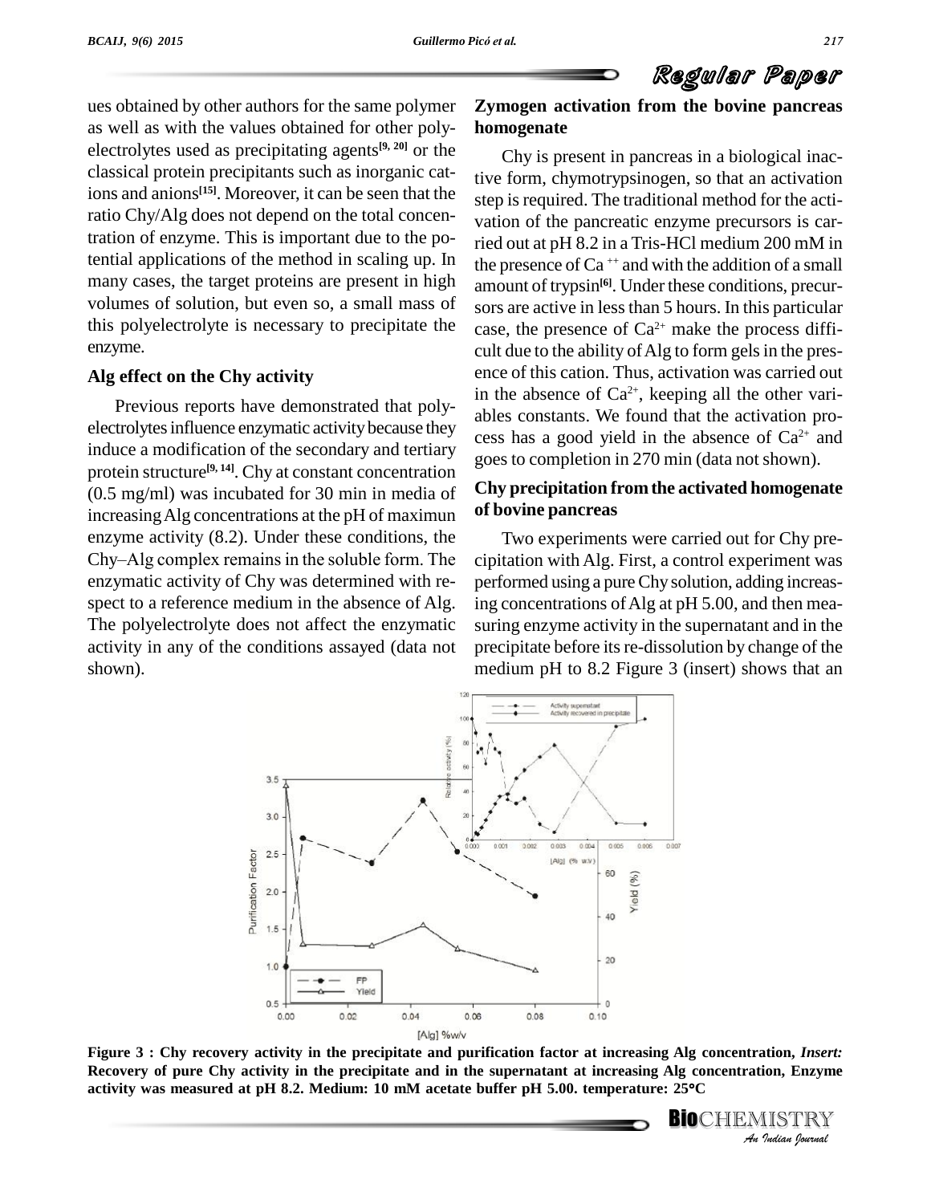ues obtained by other authors for the same polymer as well as with the values obtained for other polyelectrolytes used as precipitating agents[9, 20] or the classical protein precipitants such as inorganic cations and anions[15]. Moreover, it can be seen that the ratio Chy/Alg does not depend on the total concentration of enzyme. This is important due to the potential applications of the method in scaling up. In many cases, the target proteins are present in high volumes of solution, but even so, a small mass of this polyelectrolyte is necessary to precipitate the enzyme.

### Alg effect on the Chy activity

Previous reports have demonstrated that polyelectrolytes influence enzymatic activity because they induce a modification of the secondary and tertiary protein structure[9, 14]. Chy at constant concentration (0.5 mg/ml) was incubated for 30 min in media of increasing Alg concentrations at the pH of maximun enzyme activity (8.2). Under these conditions, the Chy–Alg complex remains in the soluble form. The enzymatic activity of Chy was determined with respect to a reference medium in the absence of Alg. The polyelectrolyte does not affect the enzymatic activity in any of the conditions assayed (data not shown).

### Zymogen activation from the bovine pancreas homogenate

Chy is present in pancreas in a biological inactive form, chymotrypsinogen, so that an activation step is required. The traditional method for the activation of the pancreatic enzyme precursors is carried out at pH 8.2 in a Tris-HCl medium 200 mM in the presence of $Ca^{++}$ and with the addition of a small amount of trypsin[6]. Under these conditions, precursors are active in less than 5 hours. In this particular case, the presence of $Ca^{2+}$ make the process difficult due to the ability of Alg to form gels in the presence of this cation. Thus, activation was carried out in the absence of $Ca^{2+}$, keeping all the other variables constants. We found that the activation process has a good yield in the absence of $Ca^{2+}$ and goes to completion in 270 min (data not shown).

### Chy precipitation from the activated homogenate of bovine pancreas

Two experiments were carried out for Chy precipitation with Alg. First, a control experiment was performed using a pure Chy solution, adding increasing concentrations of Alg at pH 5.00, and then measuring enzyme activity in the supernatant and in the precipitate before its re-dissolution by change of the medium pH to 8.2 Figure 3 (insert) shows that an

**Figure 3 : Chy recovery activity in the precipitate and purification factor at increasing Alg concentration, *Insert:* Recovery of pure Chy activity in the precipitate and in the supernatant at increasing Alg concentration, Enzyme activity was measured at pH 8.2. Medium: 10 mM acetate buffer pH 5.00. temperature: 25°C**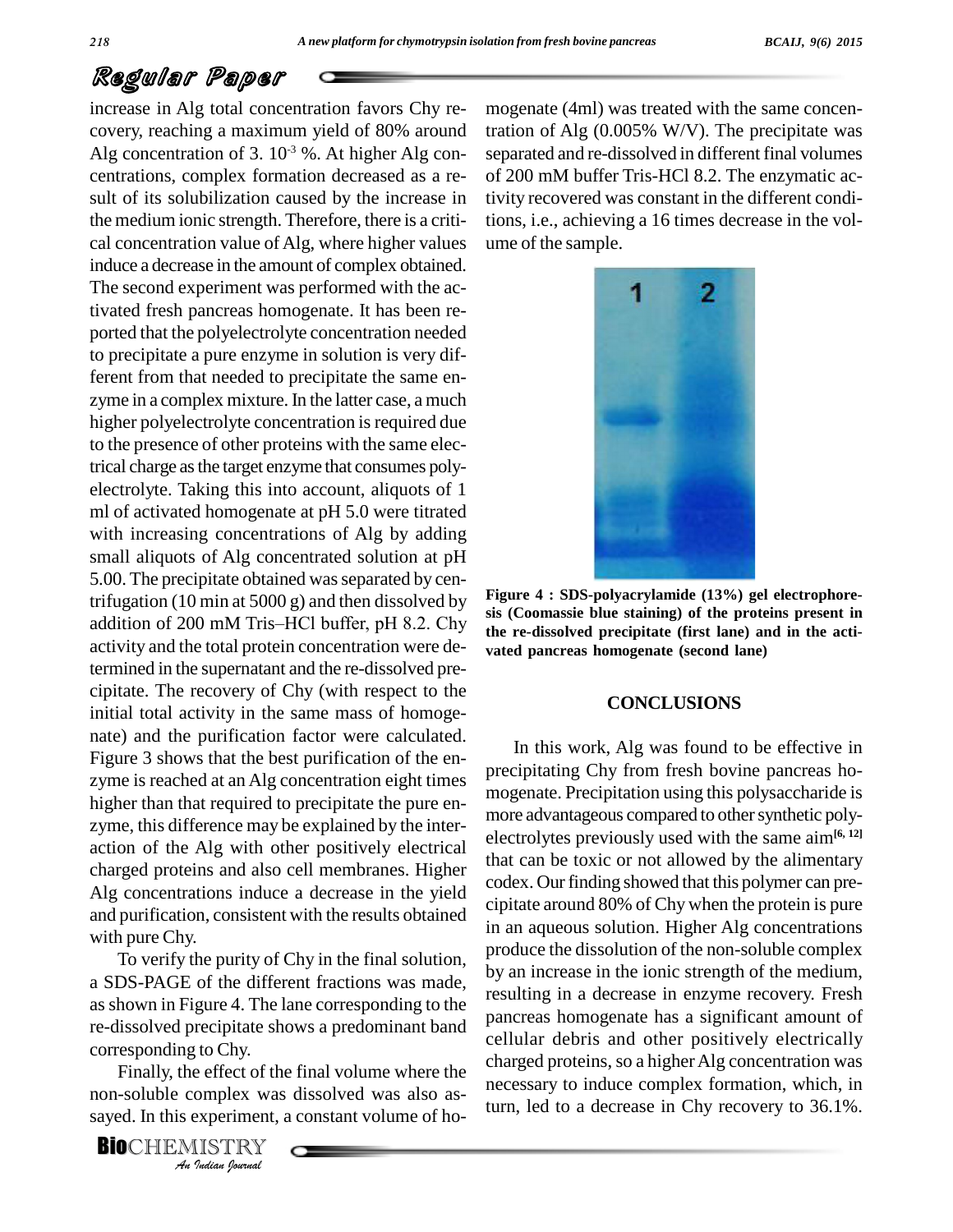increase in Alg total concentration favors Chy recovery, reaching a maximum yield of 80% around Alg concentration of 3. $10^{-3}$ %. At higher Alg concentrations, complex formation decreased as a result of its solubilization caused by the increase in the medium ionic strength. Therefore, there is a critical concentration value of Alg, where higher values induce a decrease in the amount of complex obtained. The second experiment was performed with the activated fresh pancreas homogenate. It has been reported that the polyelectrolyte concentration needed to precipitate a pure enzyme in solution is very different from that needed to precipitate the same enzyme in a complex mixture. In the latter case, a much higher polyelectrolyte concentration is required due to the presence of other proteins with the same electrical charge as the target enzyme that consumes polyelectrolyte. Taking this into account, aliquots of 1 ml of activated homogenate at pH 5.0 were titrated with increasing concentrations of Alg by adding small aliquots of Alg concentrated solution at pH 5.00. The precipitate obtained was separated by centrifugation (10 min at 5000 g) and then dissolved by addition of 200 mM Tris–HCl buffer, pH 8.2. Chy activity and the total protein concentration were determined in the supernatant and the re-dissolved precipitate. The recovery of Chy (with respect to the initial total activity in the same mass of homogenate) and the purification factor were calculated. Figure 3 shows that the best purification of the enzyme is reached at an Alg concentration eight times higher than that required to precipitate the pure enzyme, this difference may be explained by the interaction of the Alg with other positively electrical charged proteins and also cell membranes. Higher Alg concentrations induce a decrease in the yield and purification, consistent with the results obtained with pure Chy.

To verify the purity of Chy in the final solution, a SDS-PAGE of the different fractions was made, as shown in Figure 4. The lane corresponding to the re-dissolved precipitate shows a predominant band corresponding to Chy.

Finally, the effect of the final volume where the non-soluble complex was dissolved was also assayed. In this experiment, a constant volume of homogenate (4ml) was treated with the same concentration of Alg (0.005% W/V). The precipitate was separated and re-dissolved in different final volumes of 200 mM buffer Tris-HCl 8.2. The enzymatic activity recovered was constant in the different conditions, i.e., achieving a 16 times decrease in the volume of the sample.

**Figure 4 : SDS-polyacrylamide (13%) gel electrophoresis (Coomassie blue staining) of the proteins present in the re-dissolved precipitate (first lane) and in the activated pancreas homogenate (second lane)**

## CONCLUSIONS

In this work, Alg was found to be effective in precipitating Chy from fresh bovine pancreas homogenate. Precipitation using this polysaccharide is more advantageous compared to other synthetic polyelectrolytes previously used with the same aim[6, 12] that can be toxic or not allowed by the alimentary codex. Our finding showed that this polymer can precipitate around 80% of Chy when the protein is pure in an aqueous solution. Higher Alg concentrations produce the dissolution of the non-soluble complex by an increase in the ionic strength of the medium, resulting in a decrease in enzyme recovery. Fresh pancreas homogenate has a significant amount of cellular debris and other positively electrically charged proteins, so a higher Alg concentration was necessary to induce complex formation, which, in turn, led to a decrease in Chy recovery to 36.1%.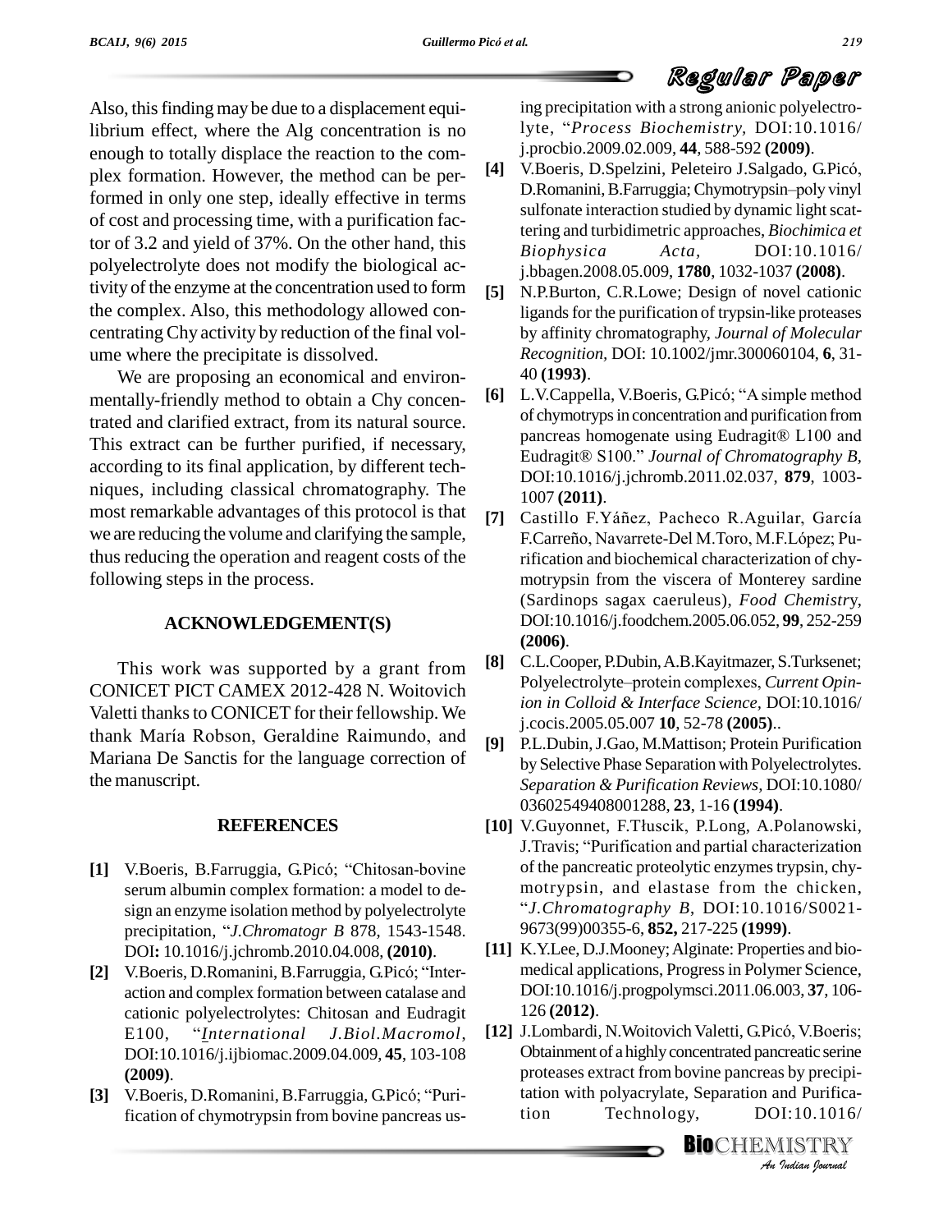Also, this finding may be due to a displacement equilibrium effect, where the Alg concentration is no enough to totally displace the reaction to the complex formation. However, the method can be performed in only one step, ideally effective in terms of cost and processing time, with a purification factor of 3.2 and yield of 37%. On the other hand, this polyelectrolyte does not modify the biological activity of the enzyme at the concentration used to form the complex. Also, this methodology allowed concentrating Chy activity by reduction of the final volume where the precipitate is dissolved.

We are proposing an economical and environmentally-friendly method to obtain a Chy concentrated and clarified extract, from its natural source. This extract can be further purified, if necessary, according to its final application, by different techniques, including classical chromatography. The most remarkable advantages of this protocol is that we are reducing the volume and clarifying the sample, thus reducing the operation and reagent costs of the following steps in the process.

## ACKNOWLEDGEMENT(S)

This work was supported by a grant from CONICET PICT CAMEX 2012-428 N. Woitovich Valetti thanks to CONICET for their fellowship. We thank María Robson, Geraldine Raimundo, and Mariana De Sanctis for the language correction of the manuscript.

## REFERENCES

- **[1]** V.Boeris, B.Farruggia, G.Picó; "Chitosan-bovine serum albumin complex formation: a model to design an enzyme isolation method by polyelectrolyte precipitation, "*J.Chromatogr B* 878, 1543-1548. DOI**:** 10.1016/j.jchromb.2010.04.008, **(2010)**.
- **[2]** V.Boeris, D.Romanini, B.Farruggia, G.Picó; "Interaction and complex formation between catalase and cationic polyelectrolytes: Chitosan and Eudragit E100, "*International J.Biol.Macromol*, DOI:10.1016/j.ijbiomac.2009.04.009, **45**, 103-108 **(2009)**.
- **[3]** V.Boeris, D.Romanini, B.Farruggia, G.Picó; "Purification of chymotrypsin from bovine pancreas using precipitation with a strong anionic polyelectrolyte, "*Process Biochemistry*, DOI:10.1016/j.procbio.2009.02.009, **44**, 588-592 **(2009)**.
- **[4]** V.Boeris, D.Spelzini, Peleteiro J.Salgado, G.Picó, D.Romanini, B.Farruggia; Chymotrypsin–poly vinyl sulfonate interaction studied by dynamic light scattering and turbidimetric approaches, *Biochimica et Biophysica Acta*, DOI:10.1016/j.bbagen.2008.05.009, **1780**, 1032-1037 **(2008)**.
- **[5]** N.P.Burton, C.R.Lowe; Design of novel cationic ligands for the purification of trypsin-like proteases by affinity chromatography, *Journal of Molecular Recognition*, DOI: 10.1002/jmr.300060104, **6**, 31-40 **(1993)**.
- **[6]** L.V.Cappella, V.Boeris, G.Picó; "A simple method of chymotrypsin concentration and purification from pancreas homogenate using Eudragit® L100 and Eudragit® S100." *Journal of Chromatography B*, DOI:10.1016/j.jchromb.2011.02.037, **879**, 1003-1007 **(2011)**.
- **[7]** Castillo F.Yáñez, Pacheco R.Aguilar, García F.Carreño, Navarrete-Del M.Toro, M.F.López; Purification and biochemical characterization of chymotrypsin from the viscera of Monterey sardine (Sardinops sagax caeruleus), *Food Chemistry*, DOI:10.1016/j.foodchem.2005.06.052, **99**, 252-259 **(2006)**.
- **[8]** C.L.Cooper, P.Dubin, A.B.Kayitmazer, S.Turksenet; Polyelectrolyte–protein complexes, *Current Opinion in Colloid & Interface Science*, DOI:10.1016/j.cocis.2005.05.007 **10**, 52-78 **(2005)**..
- **[9]** P.L.Dubin, J.Gao, M.Mattison; Protein Purification by Selective Phase Separation with Polyelectrolytes. *Separation & Purification Reviews*, DOI:10.1080/03602549408001288, **23**, 1-16 **(1994)**.
- **[10]** V.Guyonnet, F.Tłuscik, P.Long, A.Polanowski, J.Travis; "Purification and partial characterization of the pancreatic proteolytic enzymes trypsin, chymotrypsin, and elastase from the chicken, "*J.Chromatography B*, DOI:10.1016/S0021-9673(99)00355-6, **852,** 217-225 **(1999)**.
- **[11]** K.Y.Lee, D.J.Mooney; Alginate: Properties and biomedical applications, Progress in Polymer Science, DOI:10.1016/j.progpolymsci.2011.06.003, **37**, 106-126 **(2012)**.
- **[12]** J.Lombardi, N.Woitovich Valetti, G.Picó, V.Boeris; Obtainment of a highly concentrated pancreatic serine proteases extract from bovine pancreas by precipitation with polyacrylate, Separation and Purification Technology, DOI:10.1016/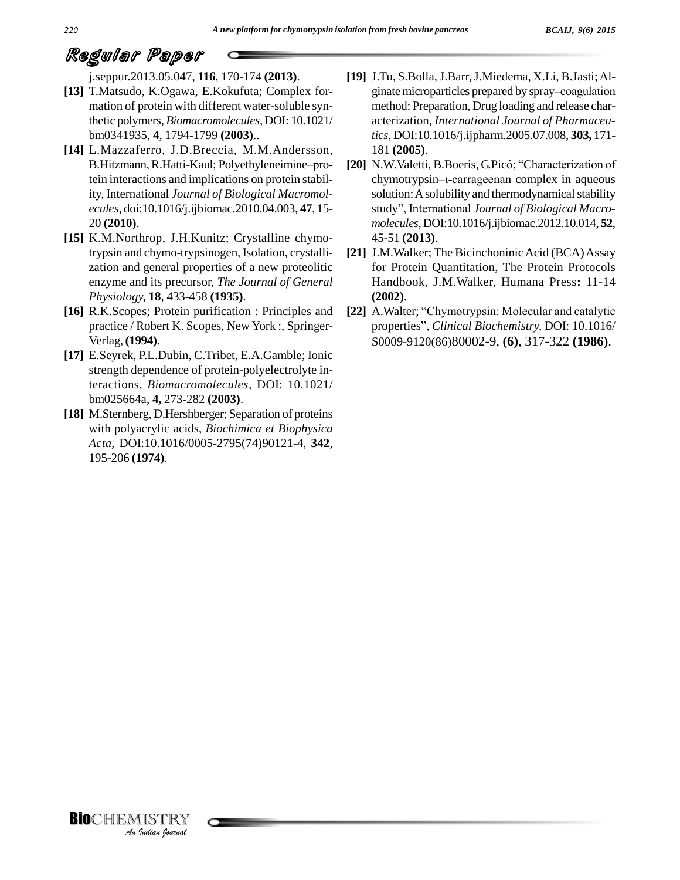j.seppur.2013.05.047, **116**, 170-174 **(2013)**.

**[13]** T.Matsudo, K.Ogawa, E.Kokufuta; Complex formation of protein with different water-soluble synthetic polymers, *Biomacromolecules*, DOI: 10.1021/bm0341935, **4**, 1794-1799 **(2003)**..

**[14]** L.Mazzaferro, J.D.Breccia, M.M.Andersson, B.Hitzmann, R.Hatti-Kaul; Polyethyleneimine–protein interactions and implications on protein stability, International *Journal of Biological Macromolecules*, doi:10.1016/j.ijbiomac.2010.04.003, **47**, 15-20 **(2010)**.

**[15]** K.M.Northrop, J.H.Kunitz; Crystalline chymotrypsin and chymo-trypsinogen, Isolation, crystallization and general properties of a new proteolitic enzyme and its precursor, *The Journal of General Physiology*, **18**, 433-458 **(1935)**.

**[16]** R.K.Scopes; Protein purification : Principles and practice / Robert K. Scopes, New York :, Springer-Verlag, **(1994)**.

**[17]** E.Seyrek, P.L.Dubin, C.Tribet, E.A.Gamble; Ionic strength dependence of protein-polyelectrolyte interactions, *Biomacromolecules*, DOI: 10.1021/bm025664a, **4,** 273-282 **(2003)**.

**[18]** M.Sternberg, D.Hershberger; Separation of proteins with polyacrylic acids, *Biochimica et Biophysica Acta*, DOI:10.1016/0005-2795(74)90121-4, **342**, 195-206 **(1974)**.

**[19]** J.Tu, S.Bolla, J.Barr, J.Miedema, X.Li, B.Jasti; Alginate microparticles prepared by spray–coagulation method: Preparation, Drug loading and release characterization, *International Journal of Pharmaceutics*, DOI:10.1016/j.ijpharm.2005.07.008, **303,** 171-181 **(2005)**.

**[20]** N.W.Valetti, B.Boeris, G.Picó; "Characterization of chymotrypsin–ι-carrageenan complex in aqueous solution: A solubility and thermodynamical stability study", International *Journal of Biological Macromolecules*, DOI:10.1016/j.ijbiomac.2012.10.014, **52**, 45-51 **(2013)**.

**[21]** J.M.Walker; The Bicinchoninic Acid (BCA) Assay for Protein Quantitation, The Protein Protocols Handbook, J.M.Walker, Humana Press**:** 11-14 **(2002)**.

**[22]** A.Walter; "Chymotrypsin: Molecular and catalytic properties", *Clinical Biochemistry*, DOI: 10.1016/S0009-9120(86)80002-9, **(6)**, 317-322 **(1986)**.